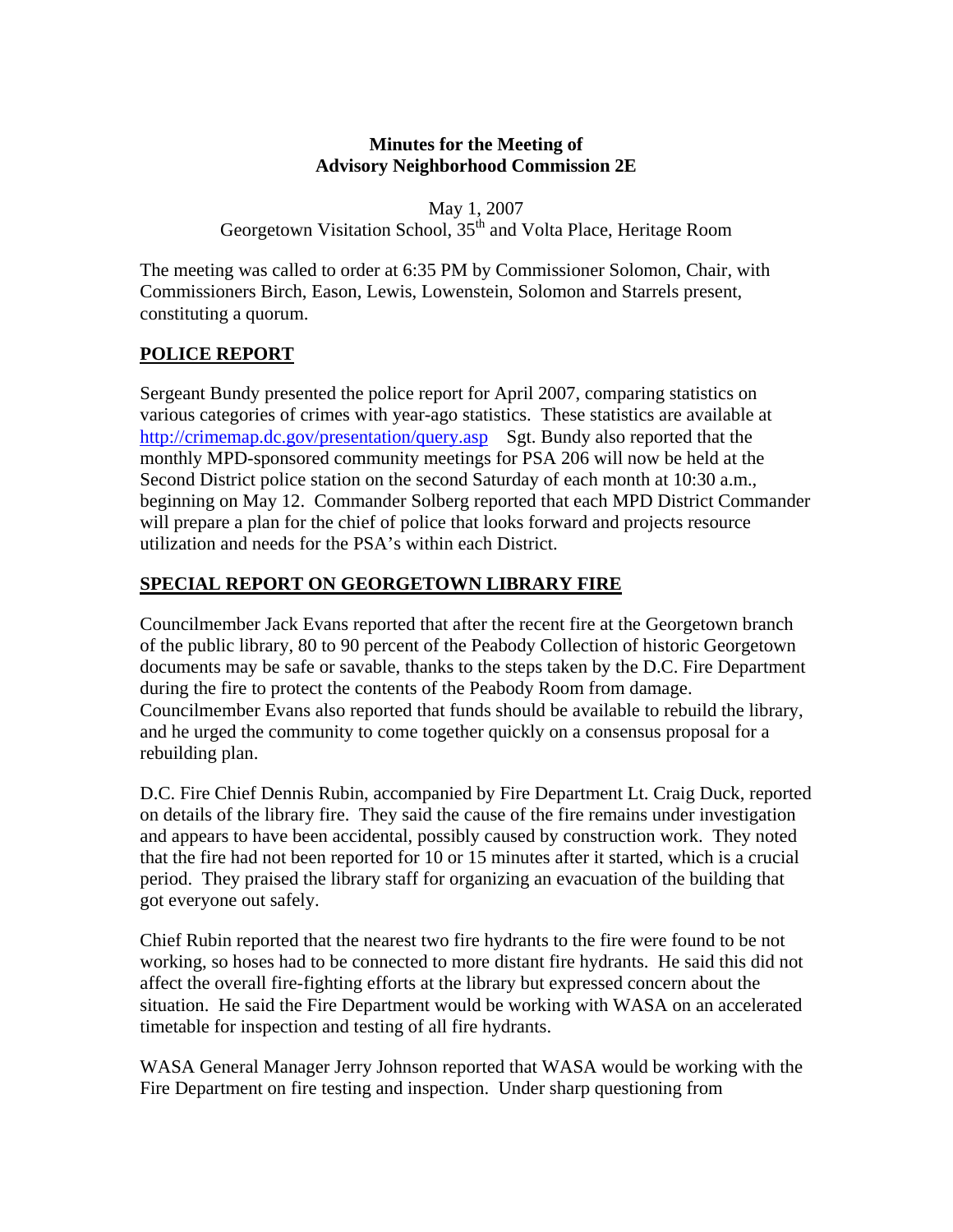**Minutes for the Meeting of**
**Advisory Neighborhood Commission 2E**

May 1, 2007
Georgetown Visitation School, 35th and Volta Place, Heritage Room

The meeting was called to order at 6:35 PM by Commissioner Solomon, Chair, with Commissioners Birch, Eason, Lewis, Lowenstein, Solomon and Starrels present, constituting a quorum.

## POLICE REPORT

Sergeant Bundy presented the police report for April 2007, comparing statistics on various categories of crimes with year-ago statistics. These statistics are available at http://crimemap.dc.gov/presentation/query.asp Sgt. Bundy also reported that the monthly MPD-sponsored community meetings for PSA 206 will now be held at the Second District police station on the second Saturday of each month at 10:30 a.m., beginning on May 12. Commander Solberg reported that each MPD District Commander will prepare a plan for the chief of police that looks forward and projects resource utilization and needs for the PSA's within each District.

## SPECIAL REPORT ON GEORGETOWN LIBRARY FIRE

Councilmember Jack Evans reported that after the recent fire at the Georgetown branch of the public library, 80 to 90 percent of the Peabody Collection of historic Georgetown documents may be safe or savable, thanks to the steps taken by the D.C. Fire Department during the fire to protect the contents of the Peabody Room from damage. Councilmember Evans also reported that funds should be available to rebuild the library, and he urged the community to come together quickly on a consensus proposal for a rebuilding plan.

D.C. Fire Chief Dennis Rubin, accompanied by Fire Department Lt. Craig Duck, reported on details of the library fire. They said the cause of the fire remains under investigation and appears to have been accidental, possibly caused by construction work. They noted that the fire had not been reported for 10 or 15 minutes after it started, which is a crucial period. They praised the library staff for organizing an evacuation of the building that got everyone out safely.

Chief Rubin reported that the nearest two fire hydrants to the fire were found to be not working, so hoses had to be connected to more distant fire hydrants. He said this did not affect the overall fire-fighting efforts at the library but expressed concern about the situation. He said the Fire Department would be working with WASA on an accelerated timetable for inspection and testing of all fire hydrants.

WASA General Manager Jerry Johnson reported that WASA would be working with the Fire Department on fire testing and inspection. Under sharp questioning from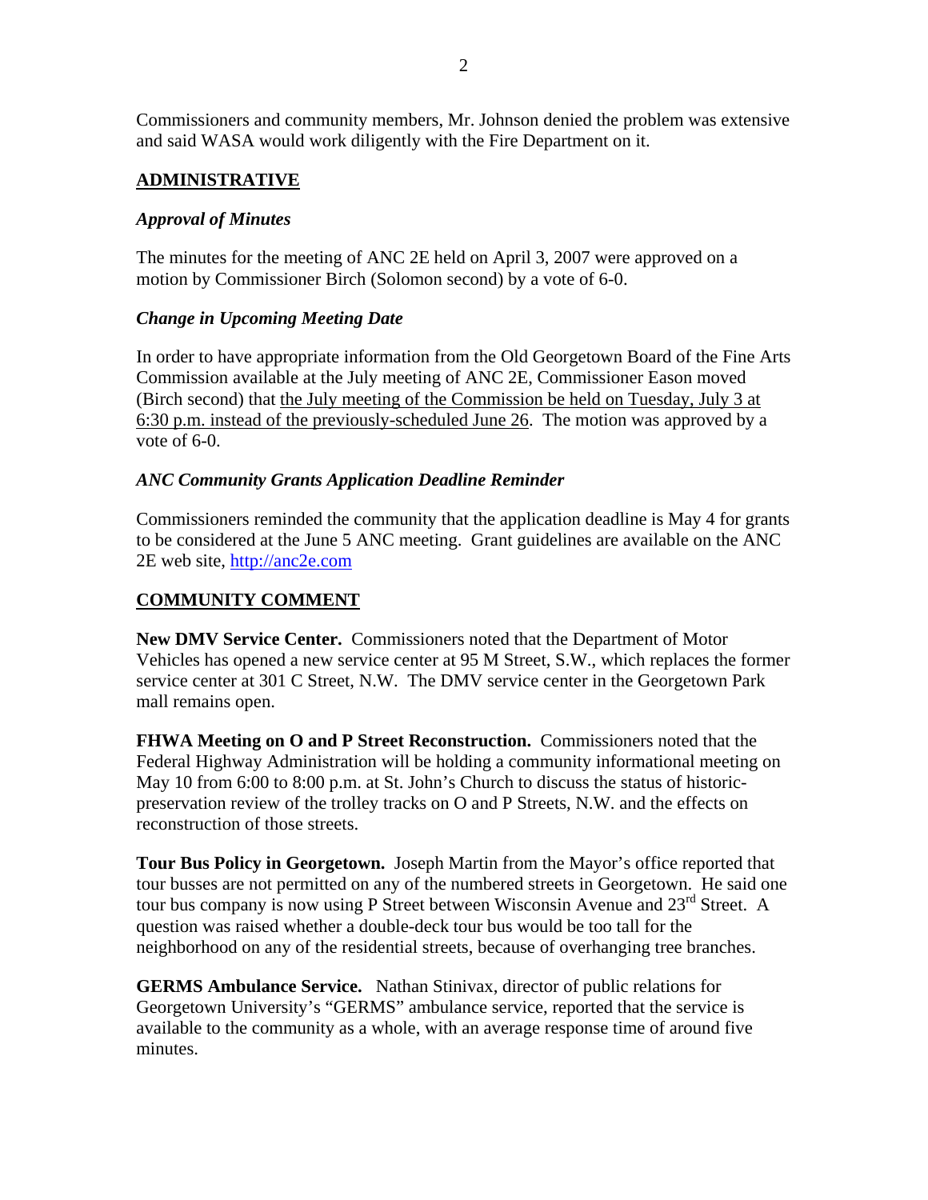Commissioners and community members, Mr. Johnson denied the problem was extensive and said WASA would work diligently with the Fire Department on it.

## ADMINISTRATIVE

### *Approval of Minutes*

The minutes for the meeting of ANC 2E held on April 3, 2007 were approved on a motion by Commissioner Birch (Solomon second) by a vote of 6-0.

### *Change in Upcoming Meeting Date*

In order to have appropriate information from the Old Georgetown Board of the Fine Arts Commission available at the July meeting of ANC 2E, Commissioner Eason moved (Birch second) that the July meeting of the Commission be held on Tuesday, July 3 at 6:30 p.m. instead of the previously-scheduled June 26. The motion was approved by a vote of 6-0.

### *ANC Community Grants Application Deadline Reminder*

Commissioners reminded the community that the application deadline is May 4 for grants to be considered at the June 5 ANC meeting. Grant guidelines are available on the ANC 2E web site, http://anc2e.com

## COMMUNITY COMMENT

**New DMV Service Center.** Commissioners noted that the Department of Motor Vehicles has opened a new service center at 95 M Street, S.W., which replaces the former service center at 301 C Street, N.W. The DMV service center in the Georgetown Park mall remains open.

**FHWA Meeting on O and P Street Reconstruction.** Commissioners noted that the Federal Highway Administration will be holding a community informational meeting on May 10 from 6:00 to 8:00 p.m. at St. John's Church to discuss the status of historic-preservation review of the trolley tracks on O and P Streets, N.W. and the effects on reconstruction of those streets.

**Tour Bus Policy in Georgetown.** Joseph Martin from the Mayor's office reported that tour busses are not permitted on any of the numbered streets in Georgetown. He said one tour bus company is now using P Street between Wisconsin Avenue and 23rd Street. A question was raised whether a double-deck tour bus would be too tall for the neighborhood on any of the residential streets, because of overhanging tree branches.

**GERMS Ambulance Service.** Nathan Stinivax, director of public relations for Georgetown University's "GERMS" ambulance service, reported that the service is available to the community as a whole, with an average response time of around five minutes.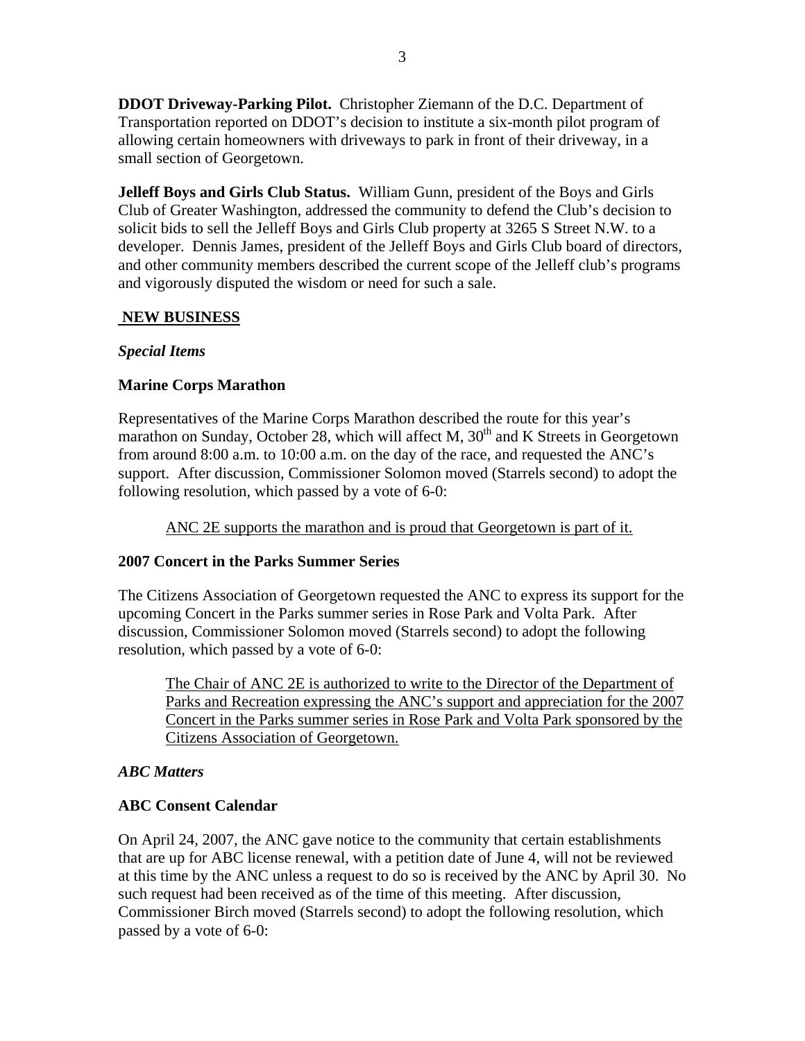**DDOT Driveway-Parking Pilot.** Christopher Ziemann of the D.C. Department of Transportation reported on DDOT's decision to institute a six-month pilot program of allowing certain homeowners with driveways to park in front of their driveway, in a small section of Georgetown.

**Jelleff Boys and Girls Club Status.** William Gunn, president of the Boys and Girls Club of Greater Washington, addressed the community to defend the Club's decision to solicit bids to sell the Jelleff Boys and Girls Club property at 3265 S Street N.W. to a developer. Dennis James, president of the Jelleff Boys and Girls Club board of directors, and other community members described the current scope of the Jelleff club's programs and vigorously disputed the wisdom or need for such a sale.

## NEW BUSINESS

### *Special Items*

### Marine Corps Marathon

Representatives of the Marine Corps Marathon described the route for this year's marathon on Sunday, October 28, which will affect M, 30th and K Streets in Georgetown from around 8:00 a.m. to 10:00 a.m. on the day of the race, and requested the ANC's support. After discussion, Commissioner Solomon moved (Starrels second) to adopt the following resolution, which passed by a vote of 6-0:

> ANC 2E supports the marathon and is proud that Georgetown is part of it.

### 2007 Concert in the Parks Summer Series

The Citizens Association of Georgetown requested the ANC to express its support for the upcoming Concert in the Parks summer series in Rose Park and Volta Park. After discussion, Commissioner Solomon moved (Starrels second) to adopt the following resolution, which passed by a vote of 6-0:

> The Chair of ANC 2E is authorized to write to the Director of the Department of Parks and Recreation expressing the ANC's support and appreciation for the 2007 Concert in the Parks summer series in Rose Park and Volta Park sponsored by the Citizens Association of Georgetown.

### *ABC Matters*

### ABC Consent Calendar

On April 24, 2007, the ANC gave notice to the community that certain establishments that are up for ABC license renewal, with a petition date of June 4, will not be reviewed at this time by the ANC unless a request to do so is received by the ANC by April 30. No such request had been received as of the time of this meeting. After discussion, Commissioner Birch moved (Starrels second) to adopt the following resolution, which passed by a vote of 6-0: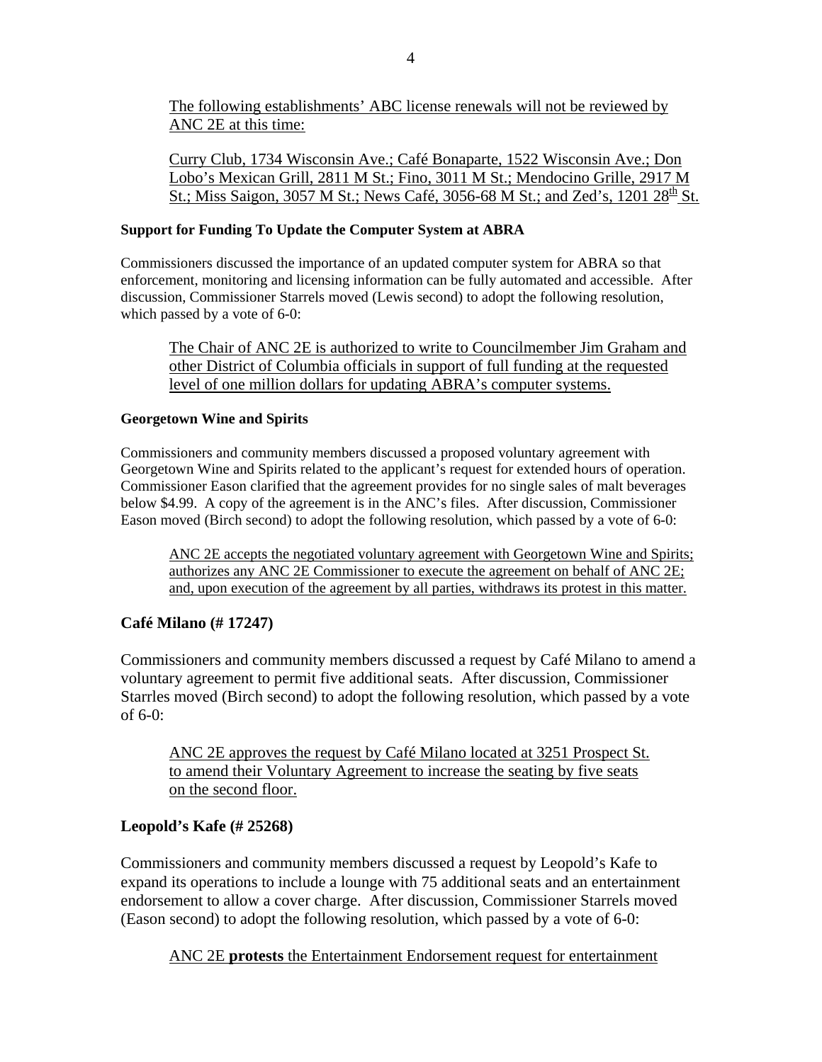<u>The following establishments' ABC license renewals will not be reviewed by ANC 2E at this time:</u>

<u>Curry Club, 1734 Wisconsin Ave.; Café Bonaparte, 1522 Wisconsin Ave.; Don Lobo's Mexican Grill, 2811 M St.; Fino, 3011 M St.; Mendocino Grille, 2917 M St.; Miss Saigon, 3057 M St.; News Café, 3056-68 M St.; and Zed's, 1201 28th St.</u>

**Support for Funding To Update the Computer System at ABRA**

Commissioners discussed the importance of an updated computer system for ABRA so that enforcement, monitoring and licensing information can be fully automated and accessible. After discussion, Commissioner Starrels moved (Lewis second) to adopt the following resolution, which passed by a vote of 6-0:

<u>The Chair of ANC 2E is authorized to write to Councilmember Jim Graham and other District of Columbia officials in support of full funding at the requested level of one million dollars for updating ABRA's computer systems.</u>

**Georgetown Wine and Spirits**

Commissioners and community members discussed a proposed voluntary agreement with Georgetown Wine and Spirits related to the applicant's request for extended hours of operation. Commissioner Eason clarified that the agreement provides for no single sales of malt beverages below $4.99. A copy of the agreement is in the ANC's files. After discussion, Commissioner Eason moved (Birch second) to adopt the following resolution, which passed by a vote of 6-0:

<u>ANC 2E accepts the negotiated voluntary agreement with Georgetown Wine and Spirits; authorizes any ANC 2E Commissioner to execute the agreement on behalf of ANC 2E; and, upon execution of the agreement by all parties, withdraws its protest in this matter.</u>

**Café Milano (# 17247)**

Commissioners and community members discussed a request by Café Milano to amend a voluntary agreement to permit five additional seats. After discussion, Commissioner Starrles moved (Birch second) to adopt the following resolution, which passed by a vote of 6-0:

<u>ANC 2E approves the request by Café Milano located at 3251 Prospect St. to amend their Voluntary Agreement to increase the seating by five seats on the second floor.</u>

**Leopold's Kafe (# 25268)**

Commissioners and community members discussed a request by Leopold's Kafe to expand its operations to include a lounge with 75 additional seats and an entertainment endorsement to allow a cover charge. After discussion, Commissioner Starrels moved (Eason second) to adopt the following resolution, which passed by a vote of 6-0:

<u>ANC 2E **protests** the Entertainment Endorsement request for entertainment</u>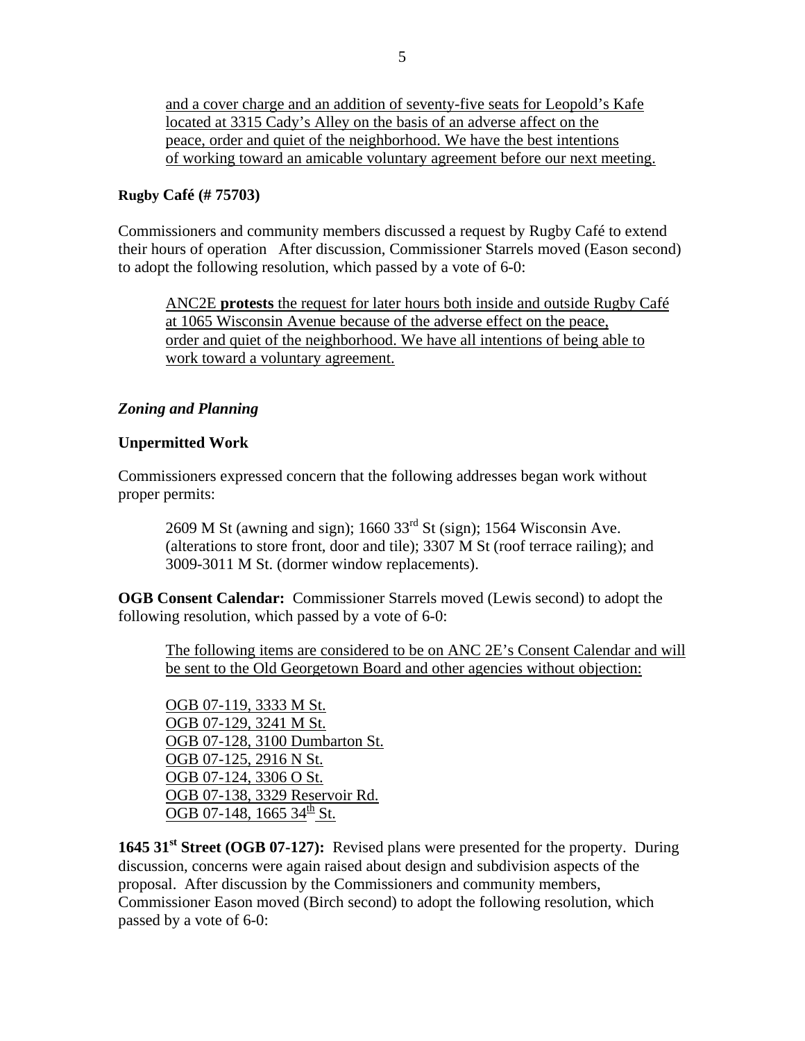and a cover charge and an addition of seventy-five seats for Leopold's Kafe located at 3315 Cady's Alley on the basis of an adverse affect on the peace, order and quiet of the neighborhood. We have the best intentions of working toward an amicable voluntary agreement before our next meeting.

**Rugby Café (# 75703)**

Commissioners and community members discussed a request by Rugby Café to extend their hours of operation After discussion, Commissioner Starrels moved (Eason second) to adopt the following resolution, which passed by a vote of 6-0:

ANC2E **protests** the request for later hours both inside and outside Rugby Café at 1065 Wisconsin Avenue because of the adverse effect on the peace, order and quiet of the neighborhood. We have all intentions of being able to work toward a voluntary agreement.

***Zoning and Planning***

**Unpermitted Work**

Commissioners expressed concern that the following addresses began work without proper permits:

2609 M St (awning and sign); 1660 33rd St (sign); 1564 Wisconsin Ave. (alterations to store front, door and tile); 3307 M St (roof terrace railing); and 3009-3011 M St. (dormer window replacements).

**OGB Consent Calendar:** Commissioner Starrels moved (Lewis second) to adopt the following resolution, which passed by a vote of 6-0:

The following items are considered to be on ANC 2E's Consent Calendar and will be sent to the Old Georgetown Board and other agencies without objection:

OGB 07-119, 3333 M St.
OGB 07-129, 3241 M St.
OGB 07-128, 3100 Dumbarton St.
OGB 07-125, 2916 N St.
OGB 07-124, 3306 O St.
OGB 07-138, 3329 Reservoir Rd.
OGB 07-148, 1665 34th St.

**1645 31st Street (OGB 07-127):** Revised plans were presented for the property. During discussion, concerns were again raised about design and subdivision aspects of the proposal. After discussion by the Commissioners and community members, Commissioner Eason moved (Birch second) to adopt the following resolution, which passed by a vote of 6-0: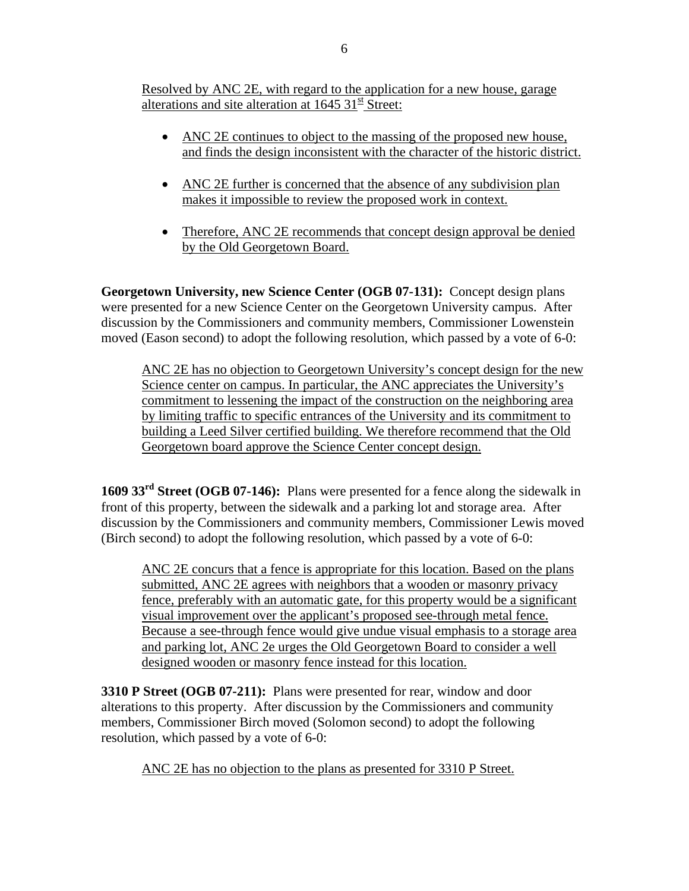Resolved by ANC 2E, with regard to the application for a new house, garage alterations and site alteration at 1645 31st Street:

- ANC 2E continues to object to the massing of the proposed new house, and finds the design inconsistent with the character of the historic district.
- ANC 2E further is concerned that the absence of any subdivision plan makes it impossible to review the proposed work in context.
- Therefore, ANC 2E recommends that concept design approval be denied by the Old Georgetown Board.

**Georgetown University, new Science Center (OGB 07-131):** Concept design plans were presented for a new Science Center on the Georgetown University campus. After discussion by the Commissioners and community members, Commissioner Lowenstein moved (Eason second) to adopt the following resolution, which passed by a vote of 6-0:

> ANC 2E has no objection to Georgetown University's concept design for the new Science center on campus. In particular, the ANC appreciates the University's commitment to lessening the impact of the construction on the neighboring area by limiting traffic to specific entrances of the University and its commitment to building a Leed Silver certified building. We therefore recommend that the Old Georgetown board approve the Science Center concept design.

**1609 33rd Street (OGB 07-146):** Plans were presented for a fence along the sidewalk in front of this property, between the sidewalk and a parking lot and storage area. After discussion by the Commissioners and community members, Commissioner Lewis moved (Birch second) to adopt the following resolution, which passed by a vote of 6-0:

> ANC 2E concurs that a fence is appropriate for this location. Based on the plans submitted, ANC 2E agrees with neighbors that a wooden or masonry privacy fence, preferably with an automatic gate, for this property would be a significant visual improvement over the applicant's proposed see-through metal fence. Because a see-through fence would give undue visual emphasis to a storage area and parking lot, ANC 2e urges the Old Georgetown Board to consider a well designed wooden or masonry fence instead for this location.

**3310 P Street (OGB 07-211):** Plans were presented for rear, window and door alterations to this property. After discussion by the Commissioners and community members, Commissioner Birch moved (Solomon second) to adopt the following resolution, which passed by a vote of 6-0:

> ANC 2E has no objection to the plans as presented for 3310 P Street.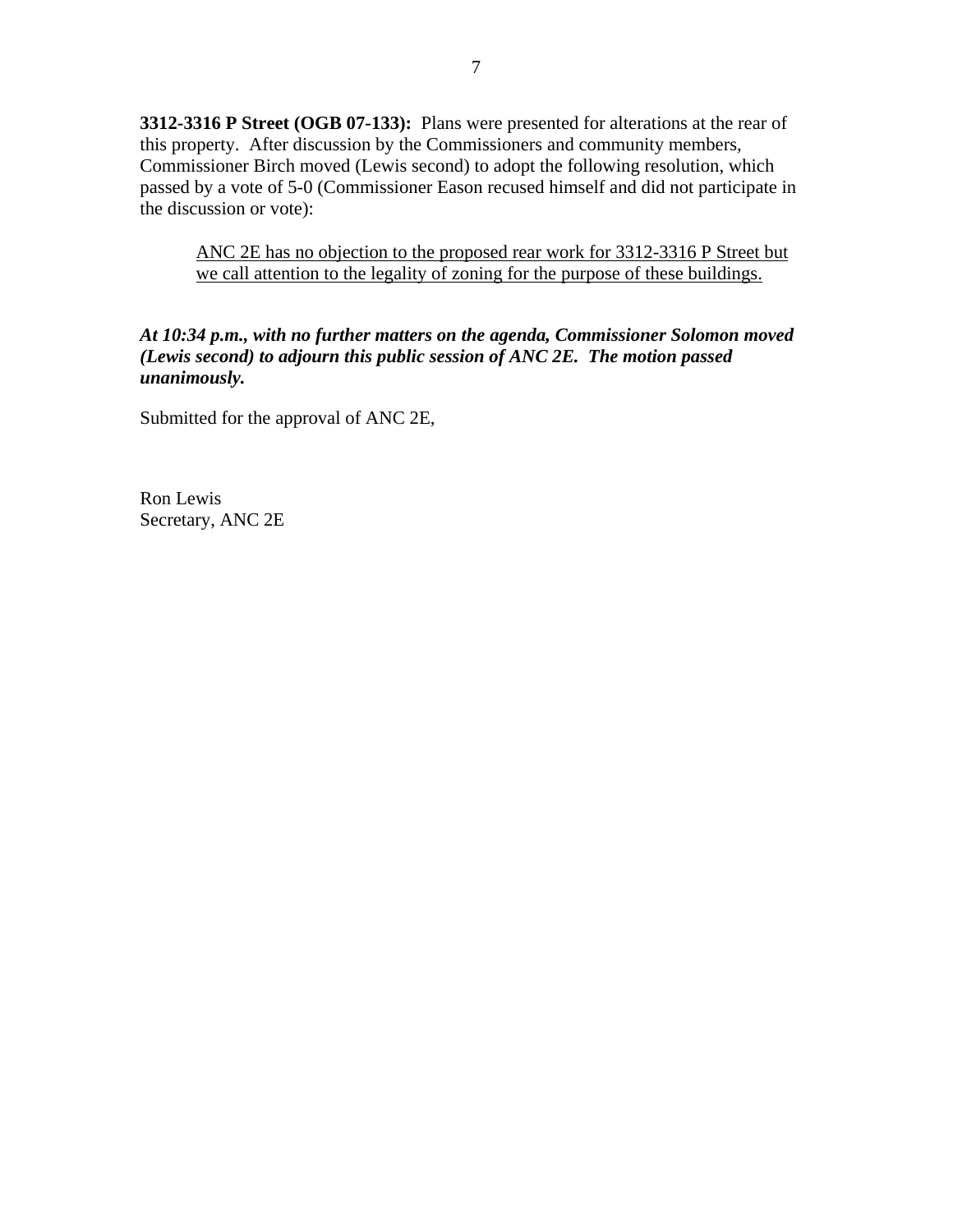**3312-3316 P Street (OGB 07-133):** Plans were presented for alterations at the rear of this property. After discussion by the Commissioners and community members, Commissioner Birch moved (Lewis second) to adopt the following resolution, which passed by a vote of 5-0 (Commissioner Eason recused himself and did not participate in the discussion or vote):

> <u>ANC 2E has no objection to the proposed rear work for 3312-3316 P Street but we call attention to the legality of zoning for the purpose of these buildings.</u>

***At 10:34 p.m., with no further matters on the agenda, Commissioner Solomon moved (Lewis second) to adjourn this public session of ANC 2E. The motion passed unanimously.***

Submitted for the approval of ANC 2E,

Ron Lewis
Secretary, ANC 2E